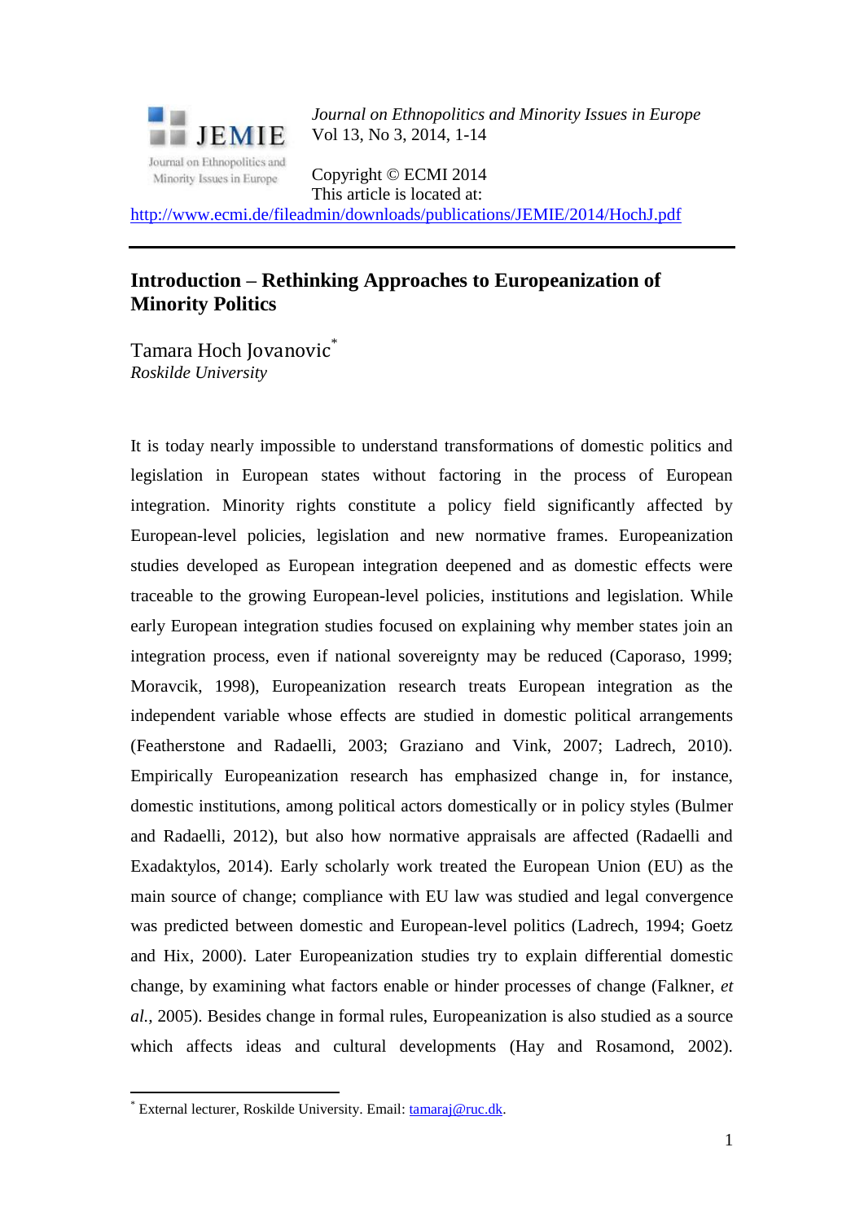*Journal on Ethnopolitics and Minority Issues in Europe*
Vol 13, No 3, 2014, 1-14

Copyright © ECMI 2014
This article is located at:
http://www.ecmi.de/fileadmin/downloads/publications/JEMIE/2014/HochJ.pdf

---

# Introduction – Rethinking Approaches to Europeanization of Minority Politics

Tamara Hoch Jovanovic[*]
*Roskilde University*

It is today nearly impossible to understand transformations of domestic politics and legislation in European states without factoring in the process of European integration. Minority rights constitute a policy field significantly affected by European-level policies, legislation and new normative frames. Europeanization studies developed as European integration deepened and as domestic effects were traceable to the growing European-level policies, institutions and legislation. While early European integration studies focused on explaining why member states join an integration process, even if national sovereignty may be reduced (Caporaso, 1999; Moravcik, 1998), Europeanization research treats European integration as the independent variable whose effects are studied in domestic political arrangements (Featherstone and Radaelli, 2003; Graziano and Vink, 2007; Ladrech, 2010). Empirically Europeanization research has emphasized change in, for instance, domestic institutions, among political actors domestically or in policy styles (Bulmer and Radaelli, 2012), but also how normative appraisals are affected (Radaelli and Exadaktylos, 2014). Early scholarly work treated the European Union (EU) as the main source of change; compliance with EU law was studied and legal convergence was predicted between domestic and European-level politics (Ladrech, 1994; Goetz and Hix, 2000). Later Europeanization studies try to explain differential domestic change, by examining what factors enable or hinder processes of change (Falkner, *et al.*, 2005). Besides change in formal rules, Europeanization is also studied as a source which affects ideas and cultural developments (Hay and Rosamond, 2002).

---

[*] External lecturer, Roskilde University. Email: tamaraj@ruc.dk.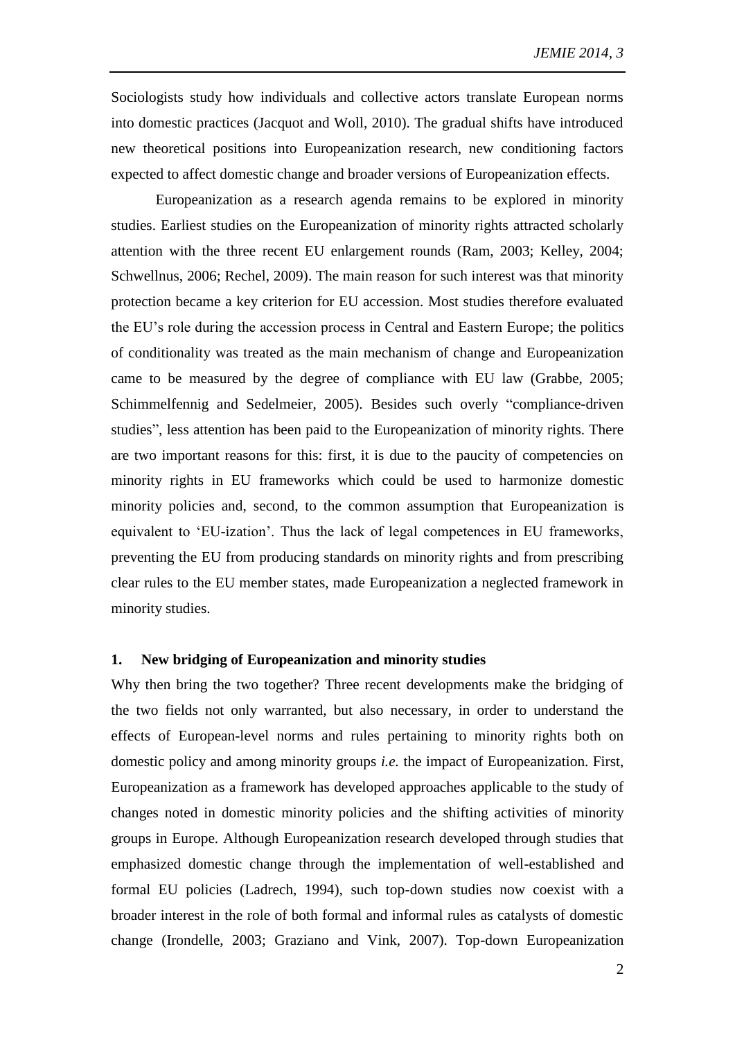Sociologists study how individuals and collective actors translate European norms into domestic practices (Jacquot and Woll, 2010). The gradual shifts have introduced new theoretical positions into Europeanization research, new conditioning factors expected to affect domestic change and broader versions of Europeanization effects.

Europeanization as a research agenda remains to be explored in minority studies. Earliest studies on the Europeanization of minority rights attracted scholarly attention with the three recent EU enlargement rounds (Ram, 2003; Kelley, 2004; Schwellnus, 2006; Rechel, 2009). The main reason for such interest was that minority protection became a key criterion for EU accession. Most studies therefore evaluated the EU's role during the accession process in Central and Eastern Europe; the politics of conditionality was treated as the main mechanism of change and Europeanization came to be measured by the degree of compliance with EU law (Grabbe, 2005; Schimmelfennig and Sedelmeier, 2005). Besides such overly "compliance-driven studies", less attention has been paid to the Europeanization of minority rights. There are two important reasons for this: first, it is due to the paucity of competencies on minority rights in EU frameworks which could be used to harmonize domestic minority policies and, second, to the common assumption that Europeanization is equivalent to 'EU-ization'. Thus the lack of legal competences in EU frameworks, preventing the EU from producing standards on minority rights and from prescribing clear rules to the EU member states, made Europeanization a neglected framework in minority studies.

## 1. New bridging of Europeanization and minority studies

Why then bring the two together? Three recent developments make the bridging of the two fields not only warranted, but also necessary, in order to understand the effects of European-level norms and rules pertaining to minority rights both on domestic policy and among minority groups *i.e.* the impact of Europeanization. First, Europeanization as a framework has developed approaches applicable to the study of changes noted in domestic minority policies and the shifting activities of minority groups in Europe. Although Europeanization research developed through studies that emphasized domestic change through the implementation of well-established and formal EU policies (Ladrech, 1994), such top-down studies now coexist with a broader interest in the role of both formal and informal rules as catalysts of domestic change (Irondelle, 2003; Graziano and Vink, 2007). Top-down Europeanization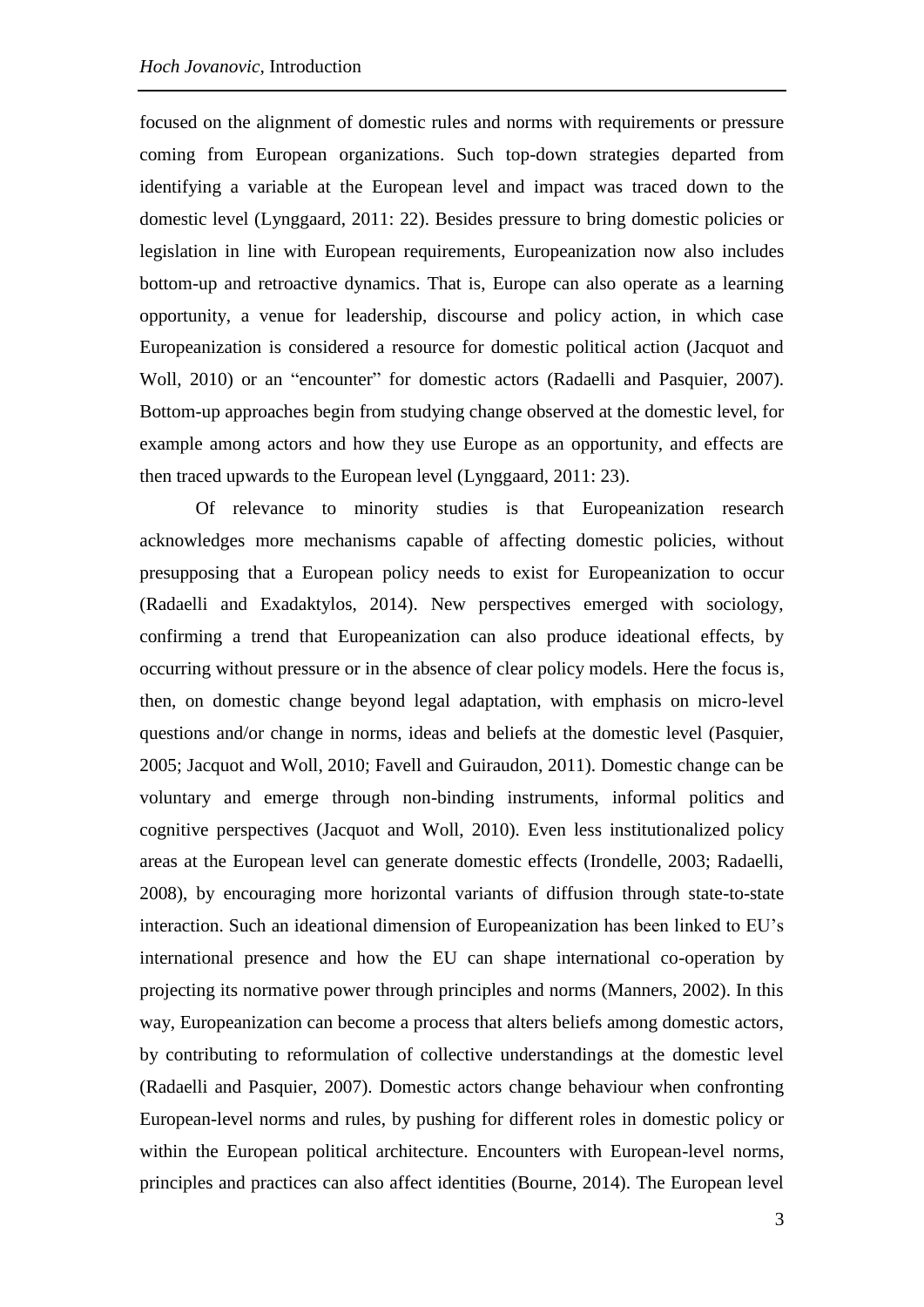focused on the alignment of domestic rules and norms with requirements or pressure coming from European organizations. Such top-down strategies departed from identifying a variable at the European level and impact was traced down to the domestic level (Lynggaard, 2011: 22). Besides pressure to bring domestic policies or legislation in line with European requirements, Europeanization now also includes bottom-up and retroactive dynamics. That is, Europe can also operate as a learning opportunity, a venue for leadership, discourse and policy action, in which case Europeanization is considered a resource for domestic political action (Jacquot and Woll, 2010) or an "encounter" for domestic actors (Radaelli and Pasquier, 2007). Bottom-up approaches begin from studying change observed at the domestic level, for example among actors and how they use Europe as an opportunity, and effects are then traced upwards to the European level (Lynggaard, 2011: 23).

Of relevance to minority studies is that Europeanization research acknowledges more mechanisms capable of affecting domestic policies, without presupposing that a European policy needs to exist for Europeanization to occur (Radaelli and Exadaktylos, 2014). New perspectives emerged with sociology, confirming a trend that Europeanization can also produce ideational effects, by occurring without pressure or in the absence of clear policy models. Here the focus is, then, on domestic change beyond legal adaptation, with emphasis on micro-level questions and/or change in norms, ideas and beliefs at the domestic level (Pasquier, 2005; Jacquot and Woll, 2010; Favell and Guiraudon, 2011). Domestic change can be voluntary and emerge through non-binding instruments, informal politics and cognitive perspectives (Jacquot and Woll, 2010). Even less institutionalized policy areas at the European level can generate domestic effects (Irondelle, 2003; Radaelli, 2008), by encouraging more horizontal variants of diffusion through state-to-state interaction. Such an ideational dimension of Europeanization has been linked to EU's international presence and how the EU can shape international co-operation by projecting its normative power through principles and norms (Manners, 2002). In this way, Europeanization can become a process that alters beliefs among domestic actors, by contributing to reformulation of collective understandings at the domestic level (Radaelli and Pasquier, 2007). Domestic actors change behaviour when confronting European-level norms and rules, by pushing for different roles in domestic policy or within the European political architecture. Encounters with European-level norms, principles and practices can also affect identities (Bourne, 2014). The European level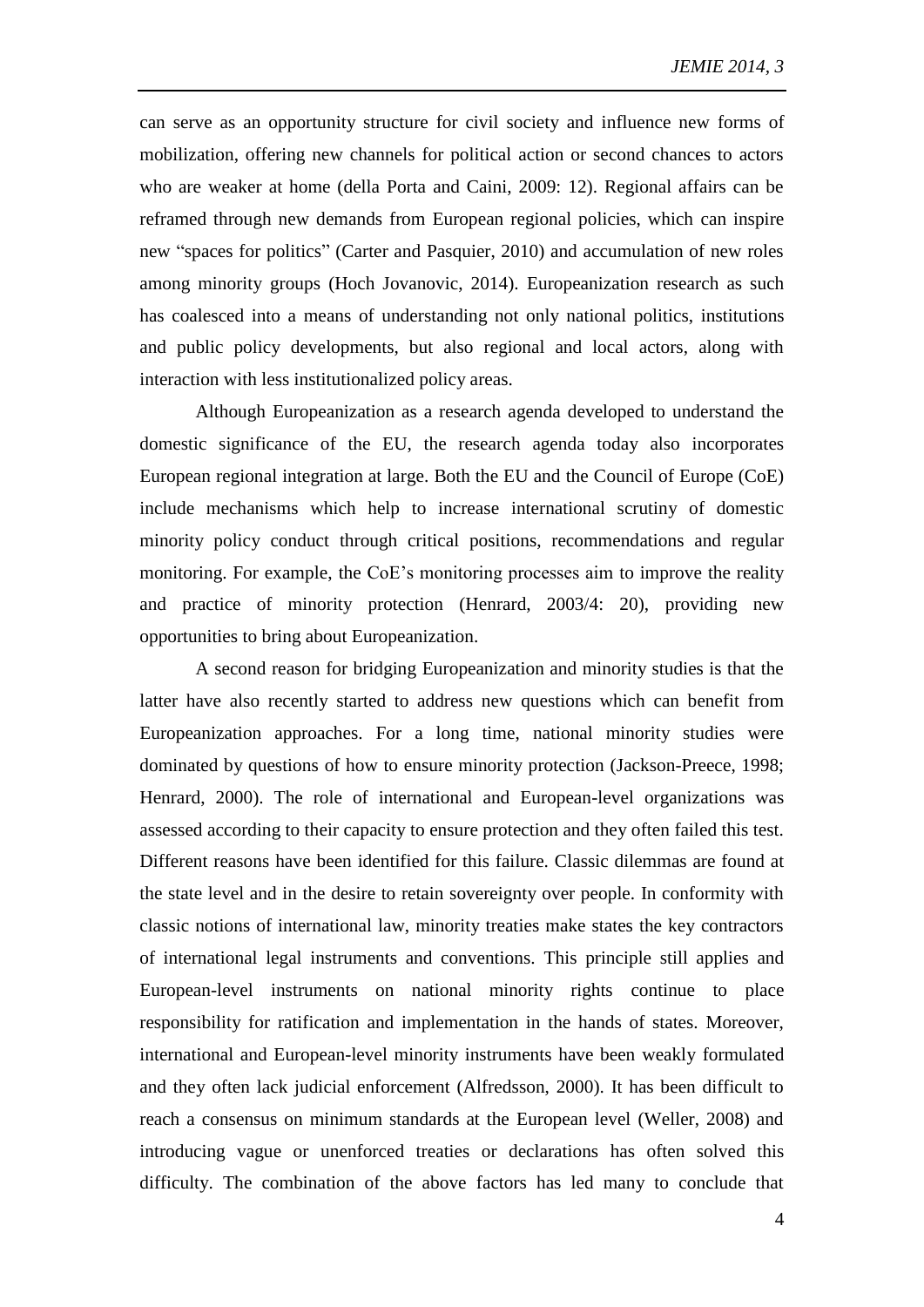can serve as an opportunity structure for civil society and influence new forms of mobilization, offering new channels for political action or second chances to actors who are weaker at home (della Porta and Caini, 2009: 12). Regional affairs can be reframed through new demands from European regional policies, which can inspire new "spaces for politics" (Carter and Pasquier, 2010) and accumulation of new roles among minority groups (Hoch Jovanovic, 2014). Europeanization research as such has coalesced into a means of understanding not only national politics, institutions and public policy developments, but also regional and local actors, along with interaction with less institutionalized policy areas.

Although Europeanization as a research agenda developed to understand the domestic significance of the EU, the research agenda today also incorporates European regional integration at large. Both the EU and the Council of Europe (CoE) include mechanisms which help to increase international scrutiny of domestic minority policy conduct through critical positions, recommendations and regular monitoring. For example, the CoE's monitoring processes aim to improve the reality and practice of minority protection (Henrard, 2003/4: 20), providing new opportunities to bring about Europeanization.

A second reason for bridging Europeanization and minority studies is that the latter have also recently started to address new questions which can benefit from Europeanization approaches. For a long time, national minority studies were dominated by questions of how to ensure minority protection (Jackson-Preece, 1998; Henrard, 2000). The role of international and European-level organizations was assessed according to their capacity to ensure protection and they often failed this test. Different reasons have been identified for this failure. Classic dilemmas are found at the state level and in the desire to retain sovereignty over people. In conformity with classic notions of international law, minority treaties make states the key contractors of international legal instruments and conventions. This principle still applies and European-level instruments on national minority rights continue to place responsibility for ratification and implementation in the hands of states. Moreover, international and European-level minority instruments have been weakly formulated and they often lack judicial enforcement (Alfredsson, 2000). It has been difficult to reach a consensus on minimum standards at the European level (Weller, 2008) and introducing vague or unenforced treaties or declarations has often solved this difficulty. The combination of the above factors has led many to conclude that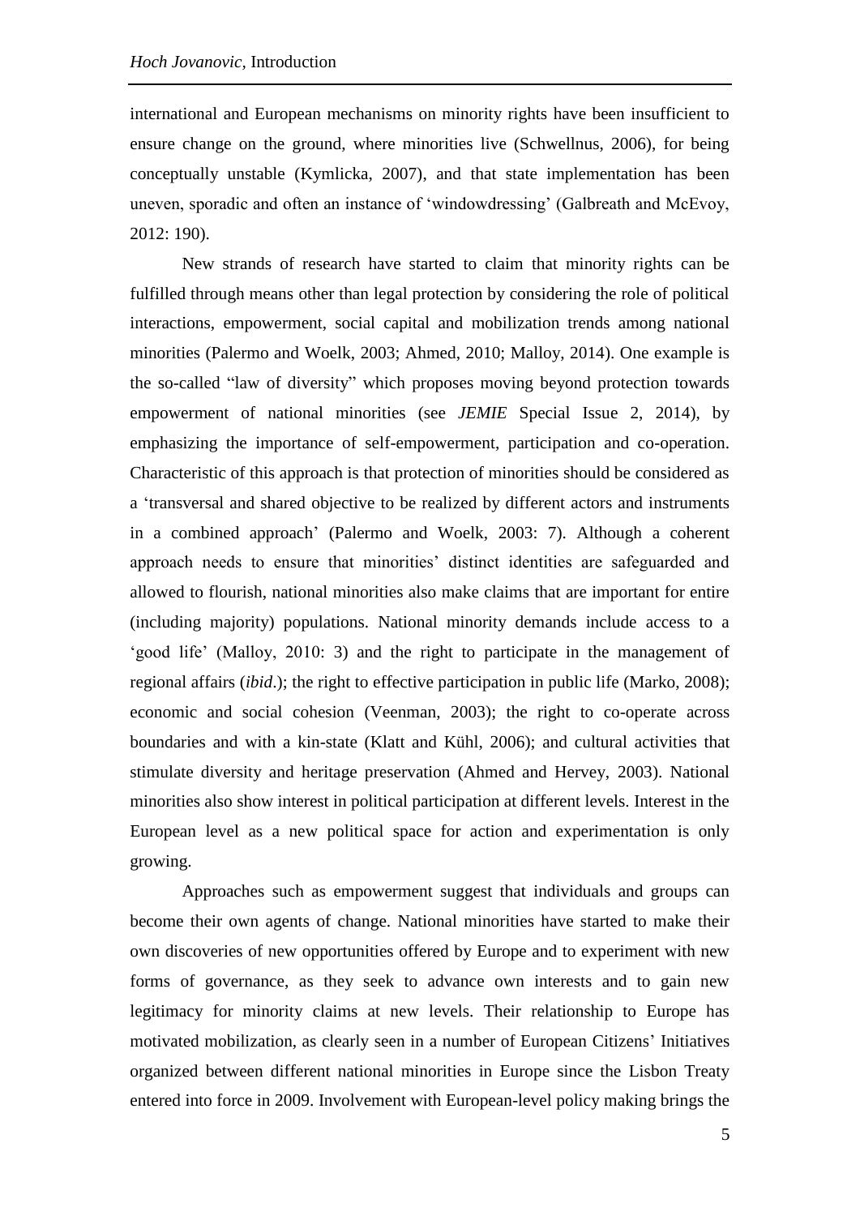international and European mechanisms on minority rights have been insufficient to ensure change on the ground, where minorities live (Schwellnus, 2006), for being conceptually unstable (Kymlicka, 2007), and that state implementation has been uneven, sporadic and often an instance of 'windowdressing' (Galbreath and McEvoy, 2012: 190).

New strands of research have started to claim that minority rights can be fulfilled through means other than legal protection by considering the role of political interactions, empowerment, social capital and mobilization trends among national minorities (Palermo and Woelk, 2003; Ahmed, 2010; Malloy, 2014). One example is the so-called "law of diversity" which proposes moving beyond protection towards empowerment of national minorities (see *JEMIE* Special Issue 2, 2014), by emphasizing the importance of self-empowerment, participation and co-operation. Characteristic of this approach is that protection of minorities should be considered as a 'transversal and shared objective to be realized by different actors and instruments in a combined approach' (Palermo and Woelk, 2003: 7). Although a coherent approach needs to ensure that minorities' distinct identities are safeguarded and allowed to flourish, national minorities also make claims that are important for entire (including majority) populations. National minority demands include access to a 'good life' (Malloy, 2010: 3) and the right to participate in the management of regional affairs (*ibid*.); the right to effective participation in public life (Marko, 2008); economic and social cohesion (Veenman, 2003); the right to co-operate across boundaries and with a kin-state (Klatt and Kühl, 2006); and cultural activities that stimulate diversity and heritage preservation (Ahmed and Hervey, 2003). National minorities also show interest in political participation at different levels. Interest in the European level as a new political space for action and experimentation is only growing.

Approaches such as empowerment suggest that individuals and groups can become their own agents of change. National minorities have started to make their own discoveries of new opportunities offered by Europe and to experiment with new forms of governance, as they seek to advance own interests and to gain new legitimacy for minority claims at new levels. Their relationship to Europe has motivated mobilization, as clearly seen in a number of European Citizens' Initiatives organized between different national minorities in Europe since the Lisbon Treaty entered into force in 2009. Involvement with European-level policy making brings the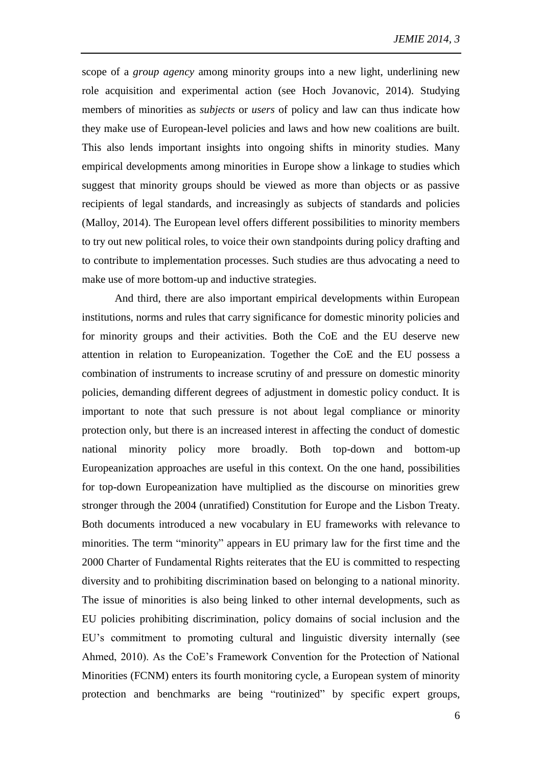scope of a *group agency* among minority groups into a new light, underlining new role acquisition and experimental action (see Hoch Jovanovic, 2014). Studying members of minorities as *subjects* or *users* of policy and law can thus indicate how they make use of European-level policies and laws and how new coalitions are built. This also lends important insights into ongoing shifts in minority studies. Many empirical developments among minorities in Europe show a linkage to studies which suggest that minority groups should be viewed as more than objects or as passive recipients of legal standards, and increasingly as subjects of standards and policies (Malloy, 2014). The European level offers different possibilities to minority members to try out new political roles, to voice their own standpoints during policy drafting and to contribute to implementation processes. Such studies are thus advocating a need to make use of more bottom-up and inductive strategies.

And third, there are also important empirical developments within European institutions, norms and rules that carry significance for domestic minority policies and for minority groups and their activities. Both the CoE and the EU deserve new attention in relation to Europeanization. Together the CoE and the EU possess a combination of instruments to increase scrutiny of and pressure on domestic minority policies, demanding different degrees of adjustment in domestic policy conduct. It is important to note that such pressure is not about legal compliance or minority protection only, but there is an increased interest in affecting the conduct of domestic national minority policy more broadly. Both top-down and bottom-up Europeanization approaches are useful in this context. On the one hand, possibilities for top-down Europeanization have multiplied as the discourse on minorities grew stronger through the 2004 (unratified) Constitution for Europe and the Lisbon Treaty. Both documents introduced a new vocabulary in EU frameworks with relevance to minorities. The term "minority" appears in EU primary law for the first time and the 2000 Charter of Fundamental Rights reiterates that the EU is committed to respecting diversity and to prohibiting discrimination based on belonging to a national minority. The issue of minorities is also being linked to other internal developments, such as EU policies prohibiting discrimination, policy domains of social inclusion and the EU's commitment to promoting cultural and linguistic diversity internally (see Ahmed, 2010). As the CoE's Framework Convention for the Protection of National Minorities (FCNM) enters its fourth monitoring cycle, a European system of minority protection and benchmarks are being "routinized" by specific expert groups,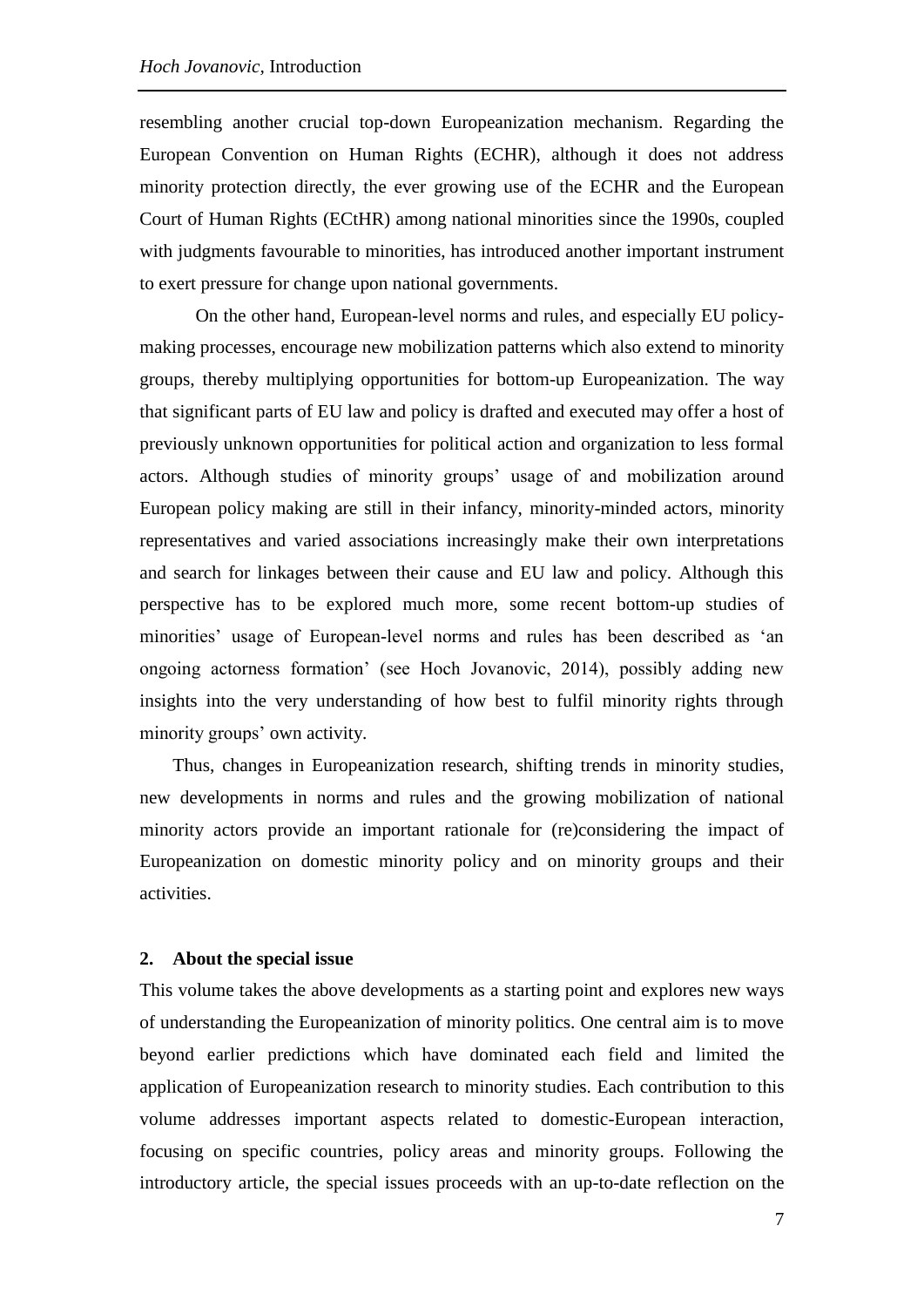resembling another crucial top-down Europeanization mechanism. Regarding the European Convention on Human Rights (ECHR), although it does not address minority protection directly, the ever growing use of the ECHR and the European Court of Human Rights (ECtHR) among national minorities since the 1990s, coupled with judgments favourable to minorities, has introduced another important instrument to exert pressure for change upon national governments.

On the other hand, European-level norms and rules, and especially EU policy-making processes, encourage new mobilization patterns which also extend to minority groups, thereby multiplying opportunities for bottom-up Europeanization. The way that significant parts of EU law and policy is drafted and executed may offer a host of previously unknown opportunities for political action and organization to less formal actors. Although studies of minority groups' usage of and mobilization around European policy making are still in their infancy, minority-minded actors, minority representatives and varied associations increasingly make their own interpretations and search for linkages between their cause and EU law and policy. Although this perspective has to be explored much more, some recent bottom-up studies of minorities' usage of European-level norms and rules has been described as 'an ongoing actorness formation' (see Hoch Jovanovic, 2014), possibly adding new insights into the very understanding of how best to fulfil minority rights through minority groups' own activity.

Thus, changes in Europeanization research, shifting trends in minority studies, new developments in norms and rules and the growing mobilization of national minority actors provide an important rationale for (re)considering the impact of Europeanization on domestic minority policy and on minority groups and their activities.

## 2. About the special issue

This volume takes the above developments as a starting point and explores new ways of understanding the Europeanization of minority politics. One central aim is to move beyond earlier predictions which have dominated each field and limited the application of Europeanization research to minority studies. Each contribution to this volume addresses important aspects related to domestic-European interaction, focusing on specific countries, policy areas and minority groups. Following the introductory article, the special issues proceeds with an up-to-date reflection on the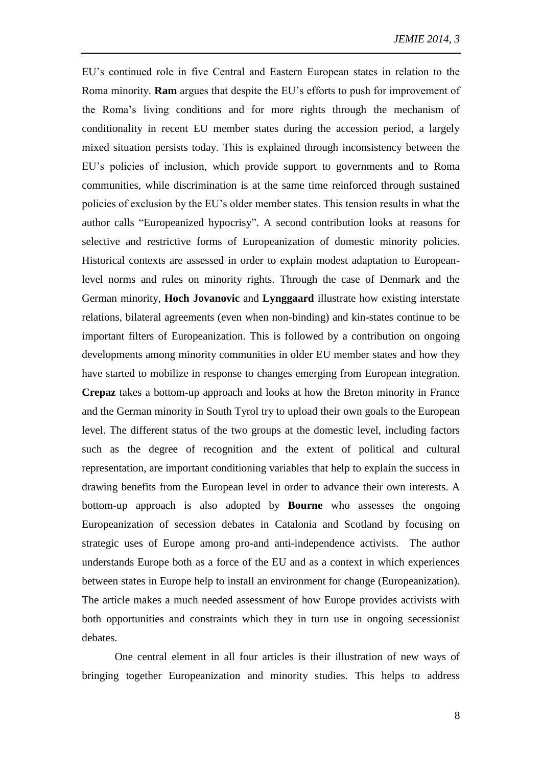EU's continued role in five Central and Eastern European states in relation to the Roma minority. **Ram** argues that despite the EU's efforts to push for improvement of the Roma's living conditions and for more rights through the mechanism of conditionality in recent EU member states during the accession period, a largely mixed situation persists today. This is explained through inconsistency between the EU's policies of inclusion, which provide support to governments and to Roma communities, while discrimination is at the same time reinforced through sustained policies of exclusion by the EU's older member states. This tension results in what the author calls "Europeanized hypocrisy". A second contribution looks at reasons for selective and restrictive forms of Europeanization of domestic minority policies. Historical contexts are assessed in order to explain modest adaptation to European-level norms and rules on minority rights. Through the case of Denmark and the German minority, **Hoch Jovanovic** and **Lynggaard** illustrate how existing interstate relations, bilateral agreements (even when non-binding) and kin-states continue to be important filters of Europeanization. This is followed by a contribution on ongoing developments among minority communities in older EU member states and how they have started to mobilize in response to changes emerging from European integration. **Crepaz** takes a bottom-up approach and looks at how the Breton minority in France and the German minority in South Tyrol try to upload their own goals to the European level. The different status of the two groups at the domestic level, including factors such as the degree of recognition and the extent of political and cultural representation, are important conditioning variables that help to explain the success in drawing benefits from the European level in order to advance their own interests. A bottom-up approach is also adopted by **Bourne** who assesses the ongoing Europeanization of secession debates in Catalonia and Scotland by focusing on strategic uses of Europe among pro-and anti-independence activists. The author understands Europe both as a force of the EU and as a context in which experiences between states in Europe help to install an environment for change (Europeanization). The article makes a much needed assessment of how Europe provides activists with both opportunities and constraints which they in turn use in ongoing secessionist debates.

One central element in all four articles is their illustration of new ways of bringing together Europeanization and minority studies. This helps to address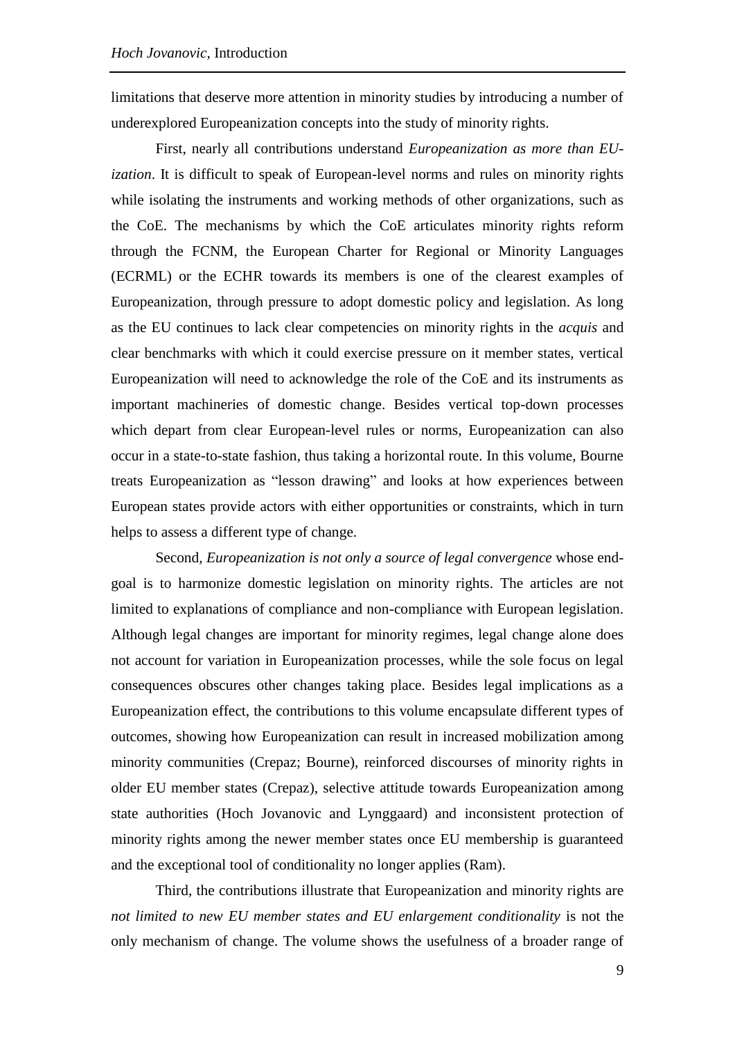limitations that deserve more attention in minority studies by introducing a number of underexplored Europeanization concepts into the study of minority rights.

First, nearly all contributions understand *Europeanization as more than EU-ization*. It is difficult to speak of European-level norms and rules on minority rights while isolating the instruments and working methods of other organizations, such as the CoE. The mechanisms by which the CoE articulates minority rights reform through the FCNM, the European Charter for Regional or Minority Languages (ECRML) or the ECHR towards its members is one of the clearest examples of Europeanization, through pressure to adopt domestic policy and legislation. As long as the EU continues to lack clear competencies on minority rights in the *acquis* and clear benchmarks with which it could exercise pressure on it member states, vertical Europeanization will need to acknowledge the role of the CoE and its instruments as important machineries of domestic change. Besides vertical top-down processes which depart from clear European-level rules or norms, Europeanization can also occur in a state-to-state fashion, thus taking a horizontal route. In this volume, Bourne treats Europeanization as "lesson drawing" and looks at how experiences between European states provide actors with either opportunities or constraints, which in turn helps to assess a different type of change.

Second, *Europeanization is not only a source of legal convergence* whose end-goal is to harmonize domestic legislation on minority rights. The articles are not limited to explanations of compliance and non-compliance with European legislation. Although legal changes are important for minority regimes, legal change alone does not account for variation in Europeanization processes, while the sole focus on legal consequences obscures other changes taking place. Besides legal implications as a Europeanization effect, the contributions to this volume encapsulate different types of outcomes, showing how Europeanization can result in increased mobilization among minority communities (Crepaz; Bourne), reinforced discourses of minority rights in older EU member states (Crepaz), selective attitude towards Europeanization among state authorities (Hoch Jovanovic and Lynggaard) and inconsistent protection of minority rights among the newer member states once EU membership is guaranteed and the exceptional tool of conditionality no longer applies (Ram).

Third, the contributions illustrate that Europeanization and minority rights are *not limited to new EU member states and EU enlargement conditionality* is not the only mechanism of change. The volume shows the usefulness of a broader range of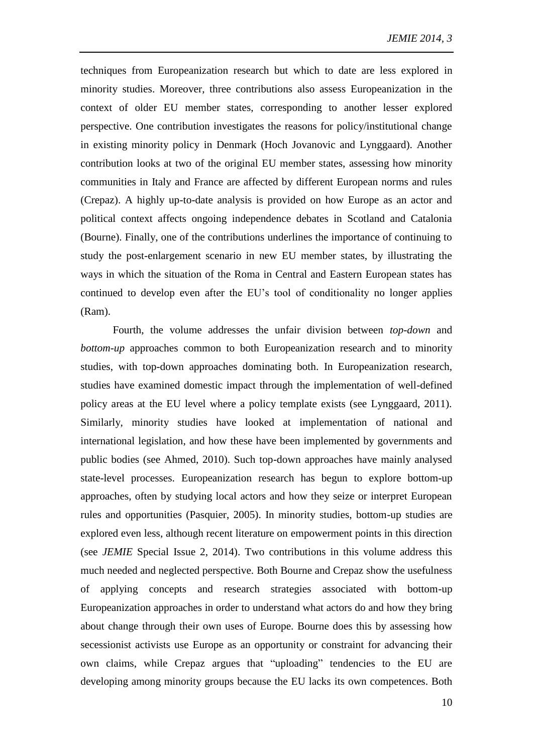techniques from Europeanization research but which to date are less explored in minority studies. Moreover, three contributions also assess Europeanization in the context of older EU member states, corresponding to another lesser explored perspective. One contribution investigates the reasons for policy/institutional change in existing minority policy in Denmark (Hoch Jovanovic and Lynggaard). Another contribution looks at two of the original EU member states, assessing how minority communities in Italy and France are affected by different European norms and rules (Crepaz). A highly up-to-date analysis is provided on how Europe as an actor and political context affects ongoing independence debates in Scotland and Catalonia (Bourne). Finally, one of the contributions underlines the importance of continuing to study the post-enlargement scenario in new EU member states, by illustrating the ways in which the situation of the Roma in Central and Eastern European states has continued to develop even after the EU's tool of conditionality no longer applies (Ram).

Fourth, the volume addresses the unfair division between *top-down* and *bottom-up* approaches common to both Europeanization research and to minority studies, with top-down approaches dominating both. In Europeanization research, studies have examined domestic impact through the implementation of well-defined policy areas at the EU level where a policy template exists (see Lynggaard, 2011). Similarly, minority studies have looked at implementation of national and international legislation, and how these have been implemented by governments and public bodies (see Ahmed, 2010). Such top-down approaches have mainly analysed state-level processes. Europeanization research has begun to explore bottom-up approaches, often by studying local actors and how they seize or interpret European rules and opportunities (Pasquier, 2005). In minority studies, bottom-up studies are explored even less, although recent literature on empowerment points in this direction (see *JEMIE* Special Issue 2, 2014). Two contributions in this volume address this much needed and neglected perspective. Both Bourne and Crepaz show the usefulness of applying concepts and research strategies associated with bottom-up Europeanization approaches in order to understand what actors do and how they bring about change through their own uses of Europe. Bourne does this by assessing how secessionist activists use Europe as an opportunity or constraint for advancing their own claims, while Crepaz argues that "uploading" tendencies to the EU are developing among minority groups because the EU lacks its own competences. Both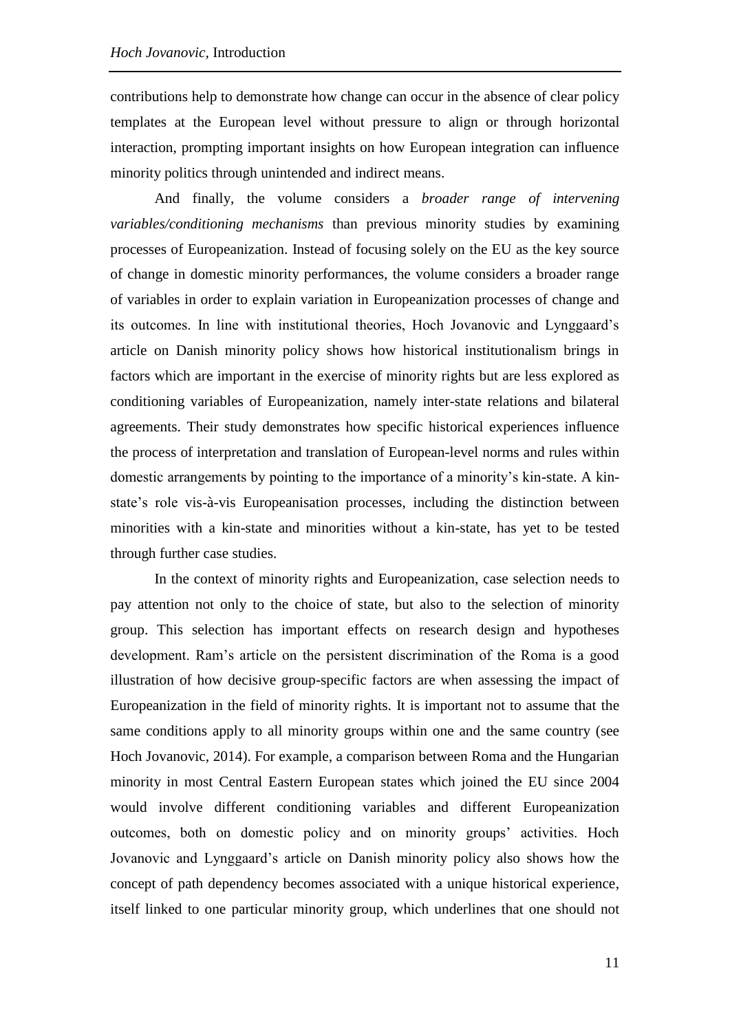contributions help to demonstrate how change can occur in the absence of clear policy templates at the European level without pressure to align or through horizontal interaction, prompting important insights on how European integration can influence minority politics through unintended and indirect means.

And finally, the volume considers a *broader range of intervening variables/conditioning mechanisms* than previous minority studies by examining processes of Europeanization. Instead of focusing solely on the EU as the key source of change in domestic minority performances, the volume considers a broader range of variables in order to explain variation in Europeanization processes of change and its outcomes. In line with institutional theories, Hoch Jovanovic and Lynggaard's article on Danish minority policy shows how historical institutionalism brings in factors which are important in the exercise of minority rights but are less explored as conditioning variables of Europeanization, namely inter-state relations and bilateral agreements. Their study demonstrates how specific historical experiences influence the process of interpretation and translation of European-level norms and rules within domestic arrangements by pointing to the importance of a minority's kin-state. A kin-state's role vis-à-vis Europeanisation processes, including the distinction between minorities with a kin-state and minorities without a kin-state, has yet to be tested through further case studies.

In the context of minority rights and Europeanization, case selection needs to pay attention not only to the choice of state, but also to the selection of minority group. This selection has important effects on research design and hypotheses development. Ram's article on the persistent discrimination of the Roma is a good illustration of how decisive group-specific factors are when assessing the impact of Europeanization in the field of minority rights. It is important not to assume that the same conditions apply to all minority groups within one and the same country (see Hoch Jovanovic, 2014). For example, a comparison between Roma and the Hungarian minority in most Central Eastern European states which joined the EU since 2004 would involve different conditioning variables and different Europeanization outcomes, both on domestic policy and on minority groups' activities. Hoch Jovanovic and Lynggaard's article on Danish minority policy also shows how the concept of path dependency becomes associated with a unique historical experience, itself linked to one particular minority group, which underlines that one should not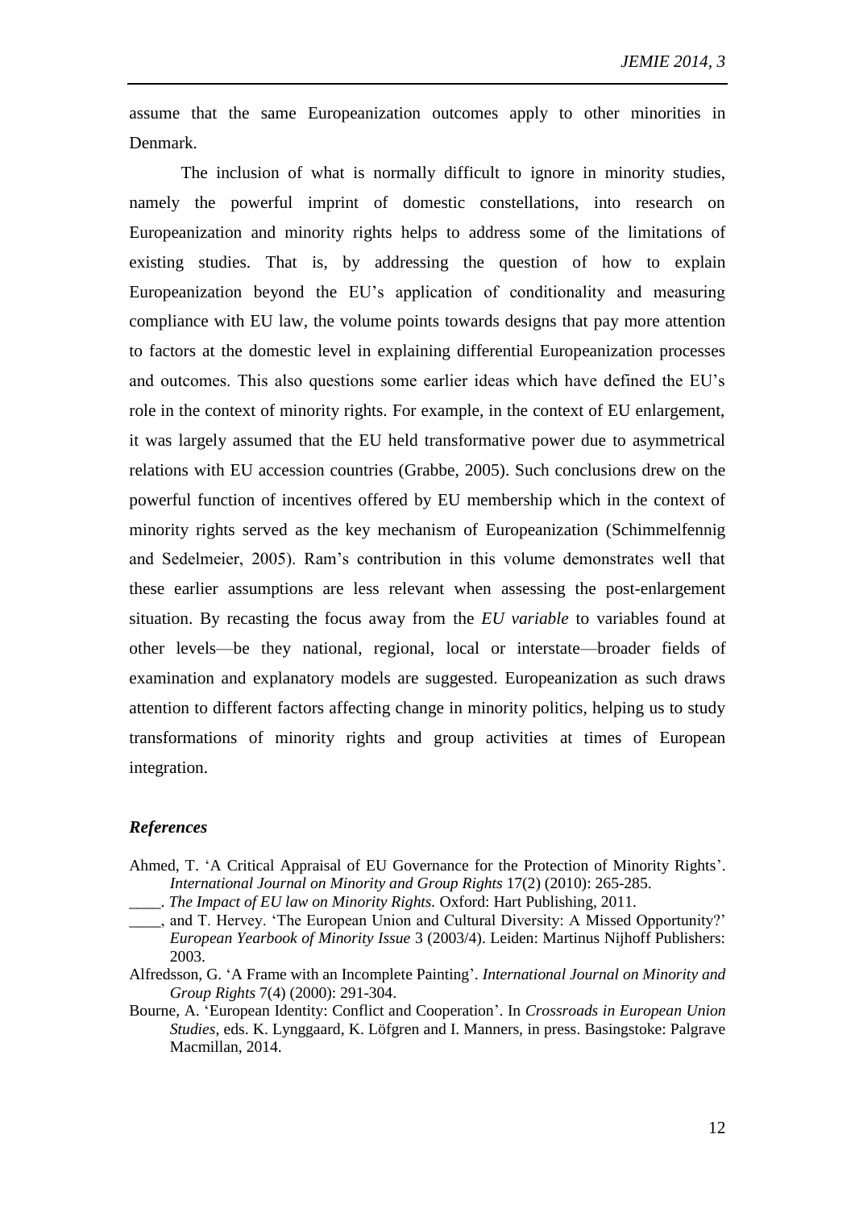assume that the same Europeanization outcomes apply to other minorities in Denmark.

The inclusion of what is normally difficult to ignore in minority studies, namely the powerful imprint of domestic constellations, into research on Europeanization and minority rights helps to address some of the limitations of existing studies. That is, by addressing the question of how to explain Europeanization beyond the EU's application of conditionality and measuring compliance with EU law, the volume points towards designs that pay more attention to factors at the domestic level in explaining differential Europeanization processes and outcomes. This also questions some earlier ideas which have defined the EU's role in the context of minority rights. For example, in the context of EU enlargement, it was largely assumed that the EU held transformative power due to asymmetrical relations with EU accession countries (Grabbe, 2005). Such conclusions drew on the powerful function of incentives offered by EU membership which in the context of minority rights served as the key mechanism of Europeanization (Schimmelfennig and Sedelmeier, 2005). Ram's contribution in this volume demonstrates well that these earlier assumptions are less relevant when assessing the post-enlargement situation. By recasting the focus away from the *EU variable* to variables found at other levels—be they national, regional, local or interstate—broader fields of examination and explanatory models are suggested. Europeanization as such draws attention to different factors affecting change in minority politics, helping us to study transformations of minority rights and group activities at times of European integration.

### *References*

Ahmed, T. 'A Critical Appraisal of EU Governance for the Protection of Minority Rights'. *International Journal on Minority and Group Rights* 17(2) (2010): 265-285.

____. *The Impact of EU law on Minority Rights.* Oxford: Hart Publishing, 2011.

____, and T. Hervey. 'The European Union and Cultural Diversity: A Missed Opportunity?' *European Yearbook of Minority Issue* 3 (2003/4). Leiden: Martinus Nijhoff Publishers: 2003.

Alfredsson, G. 'A Frame with an Incomplete Painting'. *International Journal on Minority and Group Rights* 7(4) (2000): 291-304.

Bourne, A. 'European Identity: Conflict and Cooperation'. In *Crossroads in European Union Studies*, eds. K. Lynggaard, K. Löfgren and I. Manners, in press. Basingstoke: Palgrave Macmillan, 2014.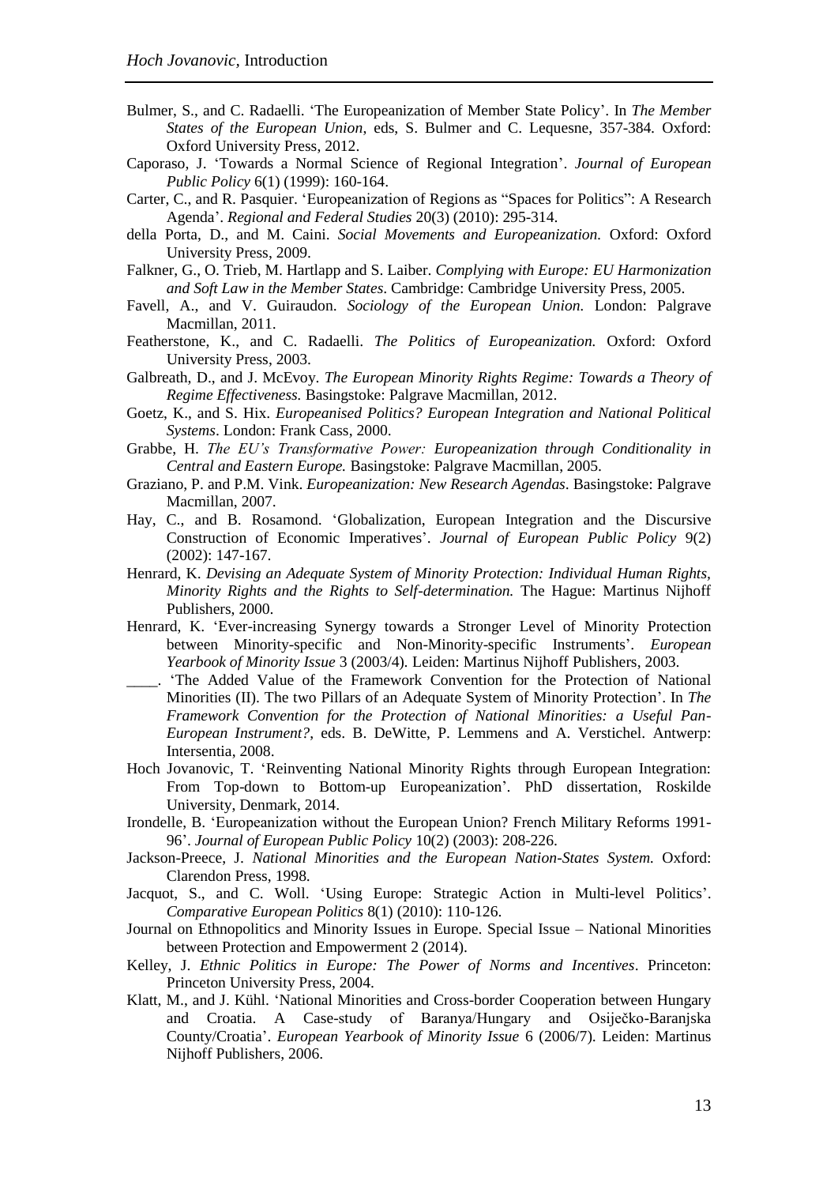Bulmer, S., and C. Radaelli. 'The Europeanization of Member State Policy'. In *The Member States of the European Union*, eds, S. Bulmer and C. Lequesne, 357-384. Oxford: Oxford University Press, 2012.

Caporaso, J. 'Towards a Normal Science of Regional Integration'. *Journal of European Public Policy* 6(1) (1999): 160-164.

Carter, C., and R. Pasquier. 'Europeanization of Regions as "Spaces for Politics": A Research Agenda'. *Regional and Federal Studies* 20(3) (2010): 295-314.

della Porta, D., and M. Caini. *Social Movements and Europeanization.* Oxford: Oxford University Press, 2009.

Falkner, G., O. Trieb, M. Hartlapp and S. Laiber. *Complying with Europe: EU Harmonization and Soft Law in the Member States*. Cambridge: Cambridge University Press, 2005.

Favell, A., and V. Guiraudon. *Sociology of the European Union.* London: Palgrave Macmillan, 2011.

Featherstone, K., and C. Radaelli. *The Politics of Europeanization.* Oxford: Oxford University Press, 2003.

Galbreath, D., and J. McEvoy. *The European Minority Rights Regime: Towards a Theory of Regime Effectiveness.* Basingstoke: Palgrave Macmillan, 2012.

Goetz, K., and S. Hix. *Europeanised Politics? European Integration and National Political Systems*. London: Frank Cass, 2000.

Grabbe, H. *The EU's Transformative Power: Europeanization through Conditionality in Central and Eastern Europe.* Basingstoke: Palgrave Macmillan, 2005.

Graziano, P. and P.M. Vink. *Europeanization: New Research Agendas*. Basingstoke: Palgrave Macmillan, 2007.

Hay, C., and B. Rosamond. 'Globalization, European Integration and the Discursive Construction of Economic Imperatives'. *Journal of European Public Policy* 9(2) (2002): 147-167.

Henrard, K. *Devising an Adequate System of Minority Protection: Individual Human Rights, Minority Rights and the Rights to Self-determination.* The Hague: Martinus Nijhoff Publishers, 2000.

Henrard, K. 'Ever-increasing Synergy towards a Stronger Level of Minority Protection between Minority-specific and Non-Minority-specific Instruments'. *European Yearbook of Minority Issue* 3 (2003/4). Leiden: Martinus Nijhoff Publishers, 2003.

____. 'The Added Value of the Framework Convention for the Protection of National Minorities (II). The two Pillars of an Adequate System of Minority Protection'. In *The Framework Convention for the Protection of National Minorities: a Useful Pan-European Instrument?*, eds. B. DeWitte, P. Lemmens and A. Verstichel. Antwerp: Intersentia, 2008.

Hoch Jovanovic, T. 'Reinventing National Minority Rights through European Integration: From Top-down to Bottom-up Europeanization'. PhD dissertation, Roskilde University, Denmark, 2014.

Irondelle, B. 'Europeanization without the European Union? French Military Reforms 1991-96'. *Journal of European Public Policy* 10(2) (2003): 208-226.

Jackson-Preece, J. *National Minorities and the European Nation-States System.* Oxford: Clarendon Press, 1998.

Jacquot, S., and C. Woll. 'Using Europe: Strategic Action in Multi-level Politics'. *Comparative European Politics* 8(1) (2010): 110-126.

Journal on Ethnopolitics and Minority Issues in Europe. Special Issue – National Minorities between Protection and Empowerment 2 (2014).

Kelley, J. *Ethnic Politics in Europe: The Power of Norms and Incentives*. Princeton: Princeton University Press, 2004.

Klatt, M., and J. Kühl. 'National Minorities and Cross-border Cooperation between Hungary and Croatia. A Case-study of Baranya/Hungary and Osiječko-Baranjska County/Croatia'. *European Yearbook of Minority Issue* 6 (2006/7). Leiden: Martinus Nijhoff Publishers, 2006.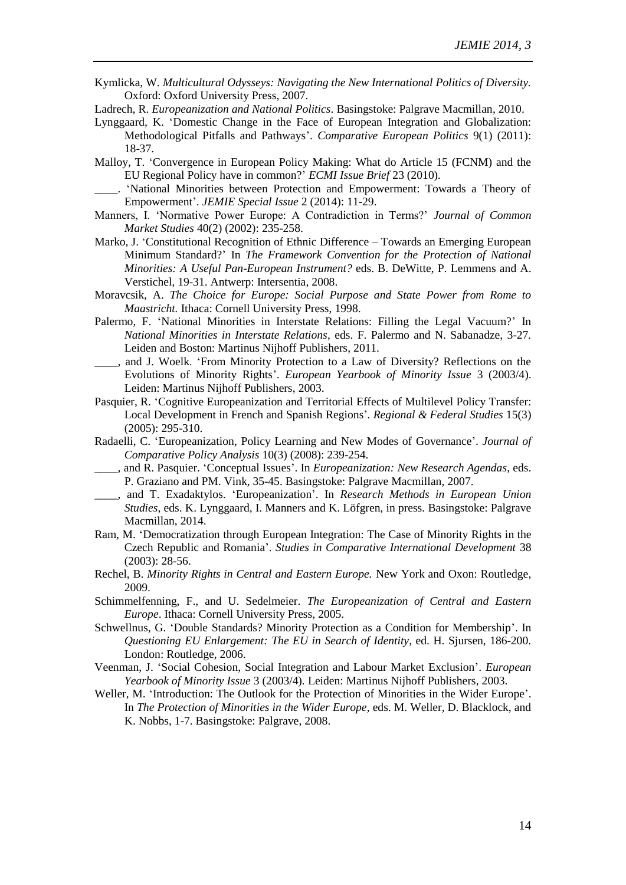Kymlicka, W. *Multicultural Odysseys: Navigating the New International Politics of Diversity.* Oxford: Oxford University Press, 2007.

Ladrech, R. *Europeanization and National Politics*. Basingstoke: Palgrave Macmillan, 2010.

Lynggaard, K. 'Domestic Change in the Face of European Integration and Globalization: Methodological Pitfalls and Pathways'. *Comparative European Politics* 9(1) (2011): 18-37.

Malloy, T. 'Convergence in European Policy Making: What do Article 15 (FCNM) and the EU Regional Policy have in common?' *ECMI Issue Brief* 23 (2010).

____. 'National Minorities between Protection and Empowerment: Towards a Theory of Empowerment'. *JEMIE Special Issue* 2 (2014): 11-29.

Manners, I. 'Normative Power Europe: A Contradiction in Terms?' *Journal of Common Market Studies* 40(2) (2002): 235-258.

Marko, J. 'Constitutional Recognition of Ethnic Difference – Towards an Emerging European Minimum Standard?' In *The Framework Convention for the Protection of National Minorities: A Useful Pan-European Instrument?* eds. B. DeWitte, P. Lemmens and A. Verstichel, 19-31. Antwerp: Intersentia, 2008.

Moravcsik, A. *The Choice for Europe: Social Purpose and State Power from Rome to Maastricht.* Ithaca: Cornell University Press, 1998.

Palermo, F. 'National Minorities in Interstate Relations: Filling the Legal Vacuum?' In *National Minorities in Interstate Relations*, eds. F. Palermo and N. Sabanadze, 3-27. Leiden and Boston: Martinus Nijhoff Publishers, 2011.

____, and J. Woelk. 'From Minority Protection to a Law of Diversity? Reflections on the Evolutions of Minority Rights'. *European Yearbook of Minority Issue* 3 (2003/4). Leiden: Martinus Nijhoff Publishers, 2003.

Pasquier, R. 'Cognitive Europeanization and Territorial Effects of Multilevel Policy Transfer: Local Development in French and Spanish Regions'. *Regional & Federal Studies* 15(3) (2005): 295-310.

Radaelli, C. 'Europeanization, Policy Learning and New Modes of Governance'. *Journal of Comparative Policy Analysis* 10(3) (2008): 239-254.

____, and R. Pasquier. 'Conceptual Issues'. In *Europeanization: New Research Agendas*, eds. P. Graziano and PM. Vink, 35-45. Basingstoke: Palgrave Macmillan, 2007.

____, and T. Exadaktylos. 'Europeanization'. In *Research Methods in European Union Studies*, eds. K. Lynggaard, I. Manners and K. Löfgren, in press. Basingstoke: Palgrave Macmillan, 2014.

Ram, M. 'Democratization through European Integration: The Case of Minority Rights in the Czech Republic and Romania'. *Studies in Comparative International Development* 38 (2003): 28-56.

Rechel, B. *Minority Rights in Central and Eastern Europe.* New York and Oxon: Routledge, 2009.

Schimmelfenning, F., and U. Sedelmeier. *The Europeanization of Central and Eastern Europe*. Ithaca: Cornell University Press, 2005.

Schwellnus, G. 'Double Standards? Minority Protection as a Condition for Membership'. In *Questioning EU Enlargement: The EU in Search of Identity*, ed. H. Sjursen, 186-200. London: Routledge, 2006.

Veenman, J. 'Social Cohesion, Social Integration and Labour Market Exclusion'. *European Yearbook of Minority Issue* 3 (2003/4). Leiden: Martinus Nijhoff Publishers, 2003.

Weller, M. 'Introduction: The Outlook for the Protection of Minorities in the Wider Europe'. In *The Protection of Minorities in the Wider Europe*, eds. M. Weller, D. Blacklock, and K. Nobbs, 1-7. Basingstoke: Palgrave, 2008.